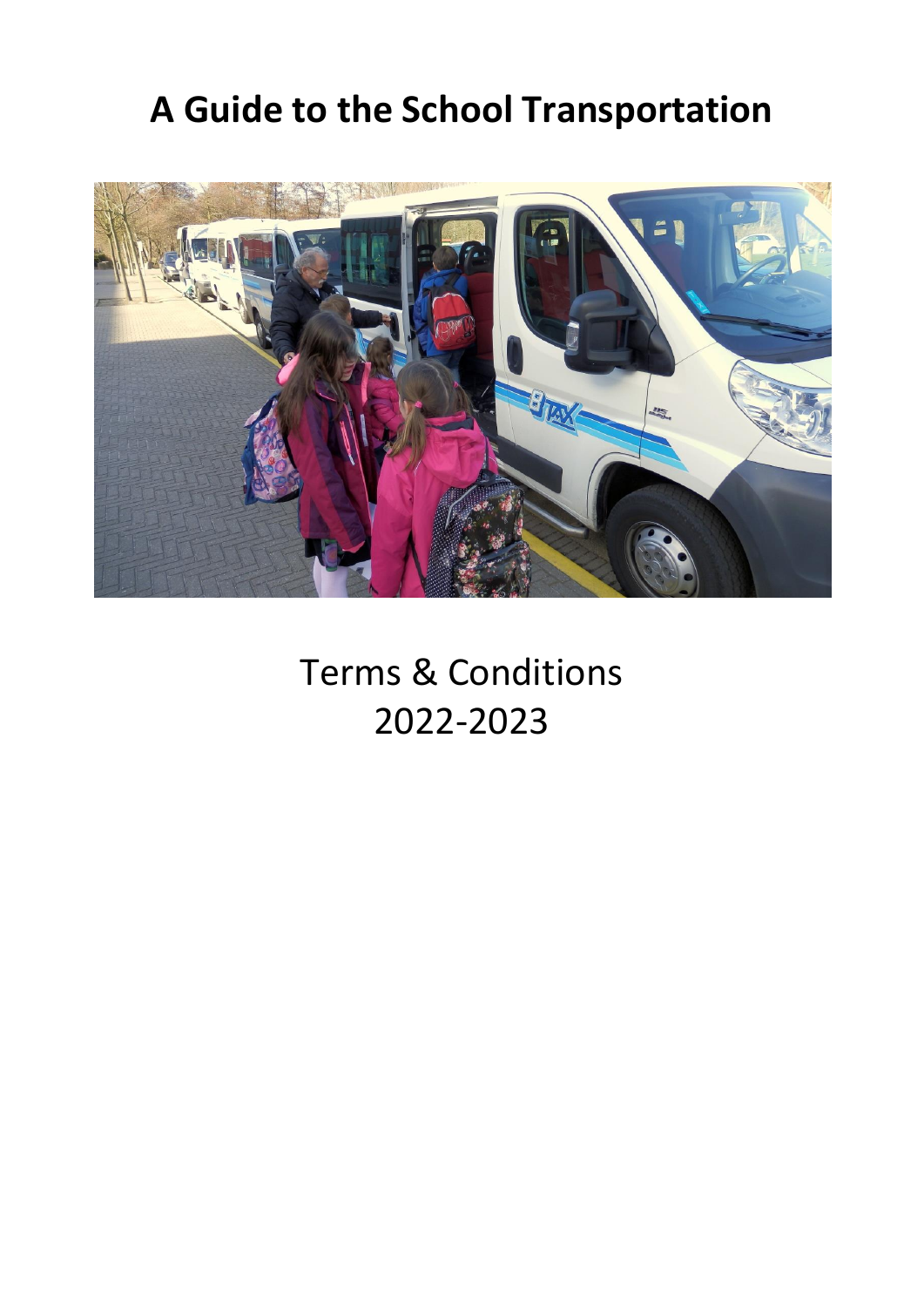# A Guide to the School Transportation

Terms & Conditions
2022-2023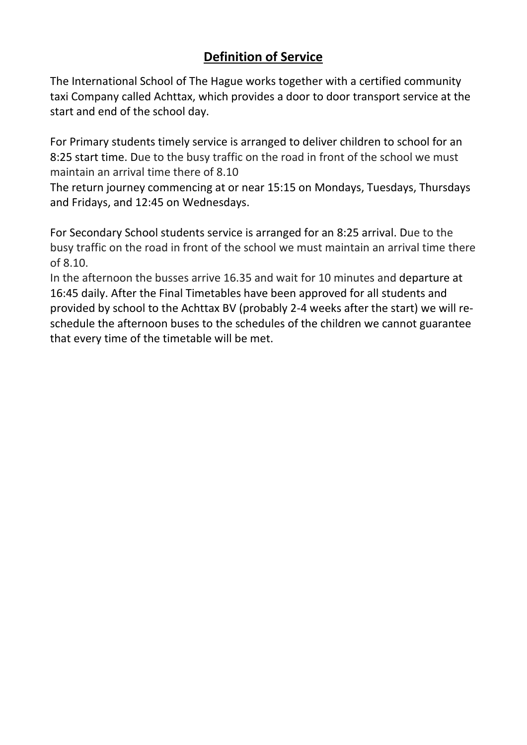## Definition of Service

The International School of The Hague works together with a certified community taxi Company called Achttax, which provides a door to door transport service at the start and end of the school day.

For Primary students timely service is arranged to deliver children to school for an 8:25 start time. Due to the busy traffic on the road in front of the school we must maintain an arrival time there of 8.10
The return journey commencing at or near 15:15 on Mondays, Tuesdays, Thursdays and Fridays, and 12:45 on Wednesdays.

For Secondary School students service is arranged for an 8:25 arrival. Due to the busy traffic on the road in front of the school we must maintain an arrival time there of 8.10.
In the afternoon the busses arrive 16.35 and wait for 10 minutes and departure at 16:45 daily. After the Final Timetables have been approved for all students and provided by school to the Achttax BV (probably 2-4 weeks after the start) we will re-schedule the afternoon buses to the schedules of the children we cannot guarantee that every time of the timetable will be met.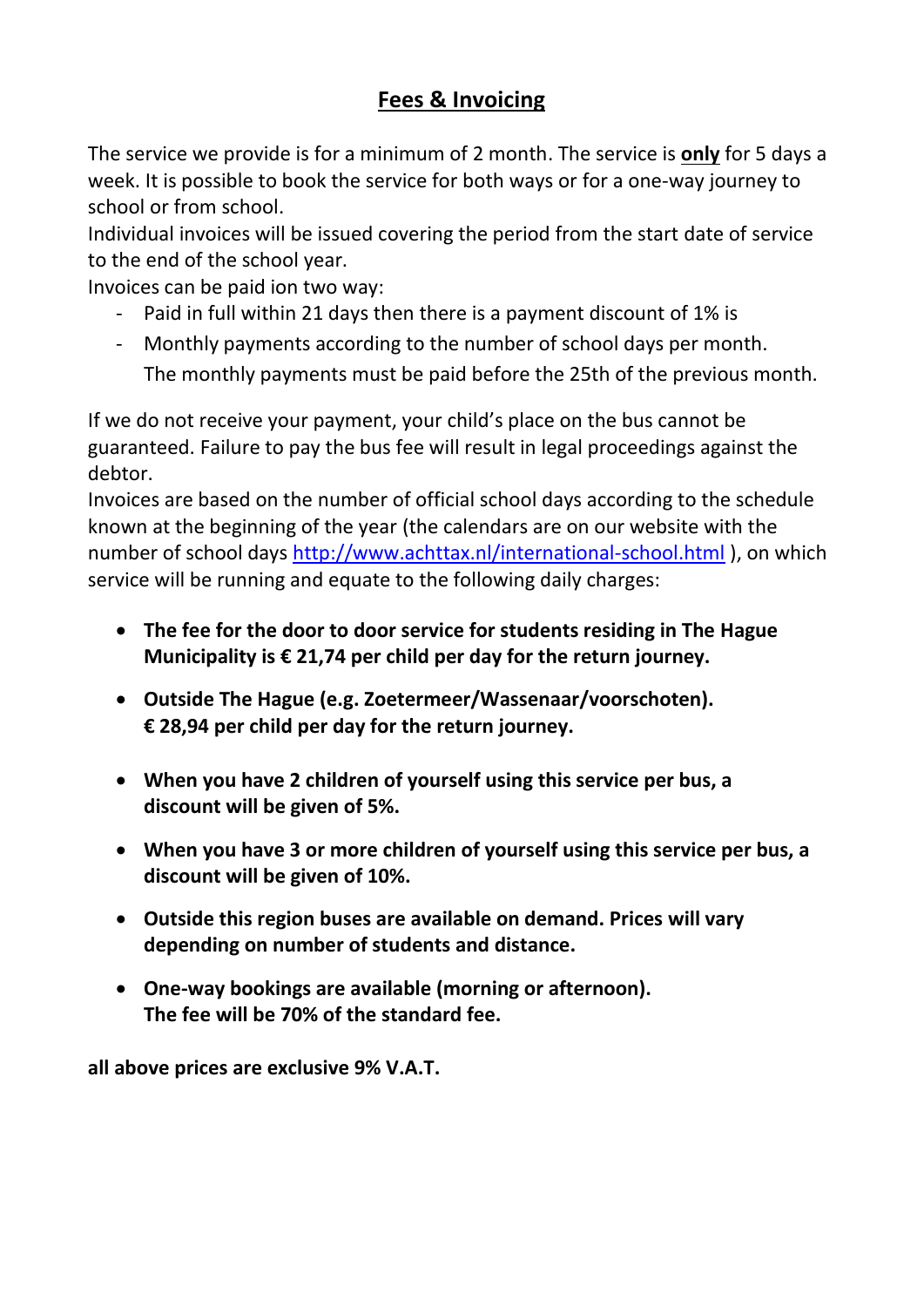## Fees & Invoicing

The service we provide is for a minimum of 2 month. The service is **only** for 5 days a week. It is possible to book the service for both ways or for a one-way journey to school or from school.

Individual invoices will be issued covering the period from the start date of service to the end of the school year.

Invoices can be paid ion two way:

- Paid in full within 21 days then there is a payment discount of 1% is
- Monthly payments according to the number of school days per month. The monthly payments must be paid before the 25th of the previous month.

If we do not receive your payment, your child's place on the bus cannot be guaranteed. Failure to pay the bus fee will result in legal proceedings against the debtor.

Invoices are based on the number of official school days according to the schedule known at the beginning of the year (the calendars are on our website with the number of school days http://www.achttax.nl/international-school.html ), on which service will be running and equate to the following daily charges:

- **The fee for the door to door service for students residing in The Hague Municipality is € 21,74 per child per day for the return journey.**
- **Outside The Hague (e.g. Zoetermeer/Wassenaar/voorschoten). € 28,94 per child per day for the return journey.**
- **When you have 2 children of yourself using this service per bus, a discount will be given of 5%.**
- **When you have 3 or more children of yourself using this service per bus, a discount will be given of 10%.**
- **Outside this region buses are available on demand. Prices will vary depending on number of students and distance.**
- **One-way bookings are available (morning or afternoon). The fee will be 70% of the standard fee.**

**all above prices are exclusive 9% V.A.T.**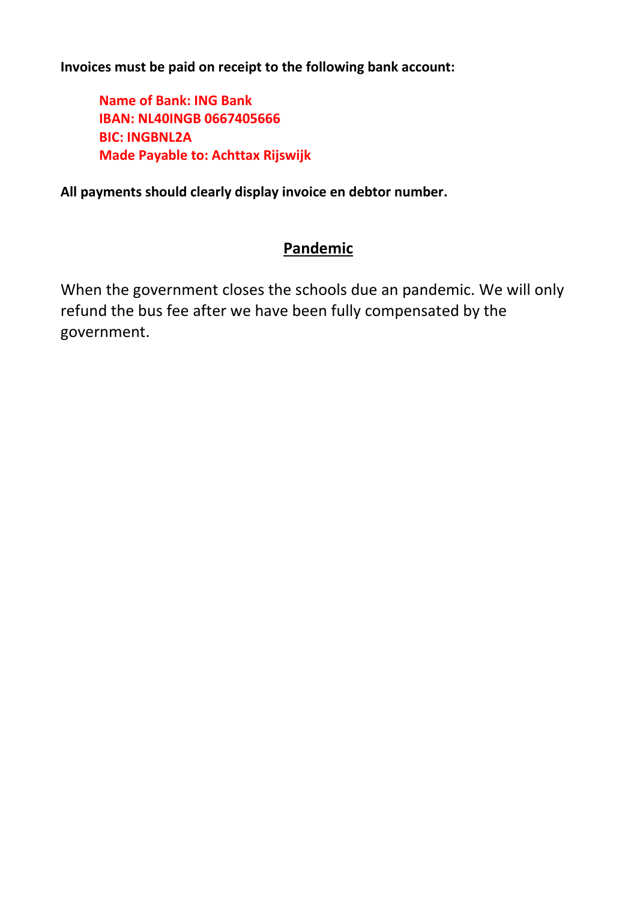**Invoices must be paid on receipt to the following bank account:**

> **Name of Bank: ING Bank**
> **IBAN: NL40INGB 0667405666**
> **BIC: INGBNL2A**
> **Made Payable to: Achttax Rijswijk**

**All payments should clearly display invoice en debtor number.**

## Pandemic

When the government closes the schools due an pandemic. We will only refund the bus fee after we have been fully compensated by the government.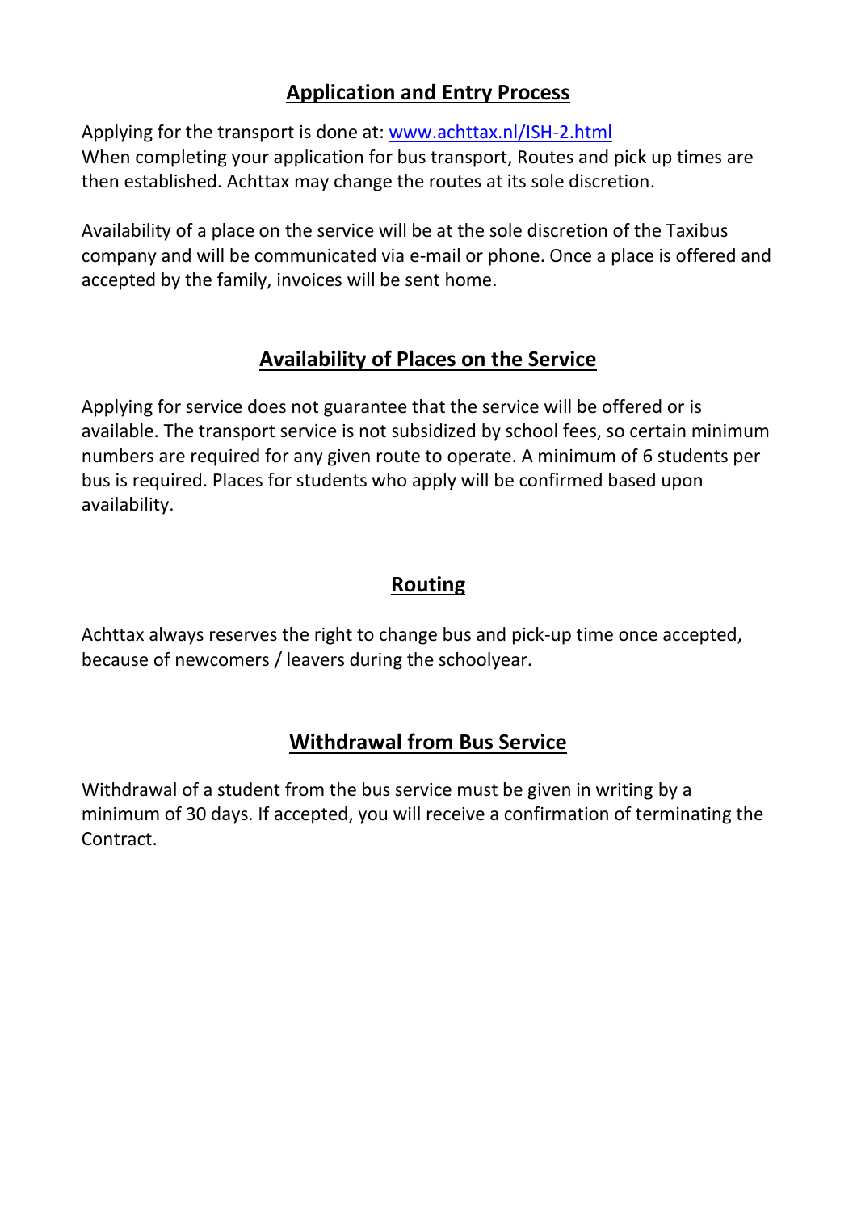## Application and Entry Process

Applying for the transport is done at: [www.achttax.nl/ISH-2.html](http://www.achttax.nl/ISH-2.html)
When completing your application for bus transport, Routes and pick up times are then established. Achttax may change the routes at its sole discretion.

Availability of a place on the service will be at the sole discretion of the Taxibus company and will be communicated via e-mail or phone. Once a place is offered and accepted by the family, invoices will be sent home.

## Availability of Places on the Service

Applying for service does not guarantee that the service will be offered or is available. The transport service is not subsidized by school fees, so certain minimum numbers are required for any given route to operate. A minimum of 6 students per bus is required. Places for students who apply will be confirmed based upon availability.

## Routing

Achttax always reserves the right to change bus and pick-up time once accepted, because of newcomers / leavers during the schoolyear.

## Withdrawal from Bus Service

Withdrawal of a student from the bus service must be given in writing by a minimum of 30 days. If accepted, you will receive a confirmation of terminating the Contract.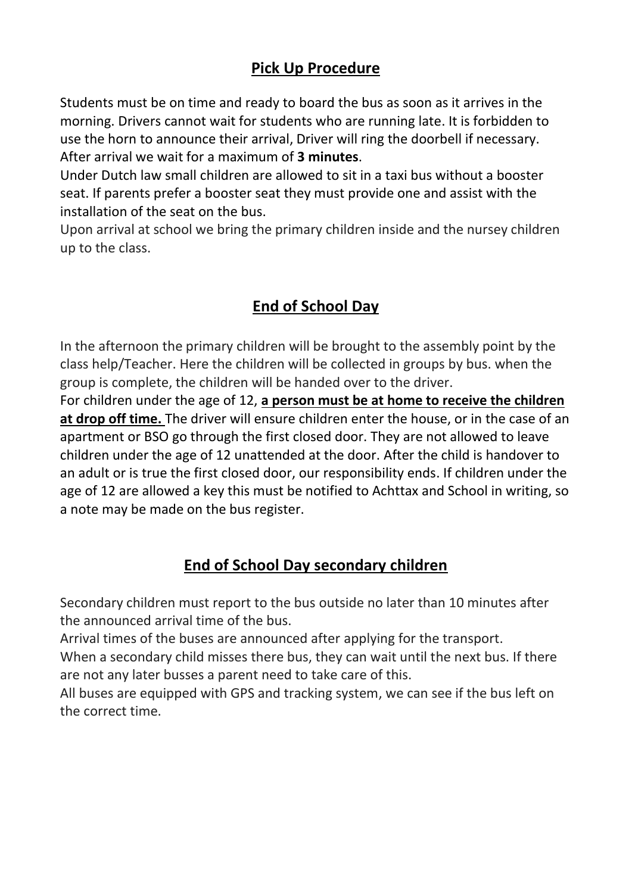## <u>Pick Up Procedure</u>

Students must be on time and ready to board the bus as soon as it arrives in the morning. Drivers cannot wait for students who are running late. It is forbidden to use the horn to announce their arrival, Driver will ring the doorbell if necessary. After arrival we wait for a maximum of **3 minutes**.

Under Dutch law small children are allowed to sit in a taxi bus without a booster seat. If parents prefer a booster seat they must provide one and assist with the installation of the seat on the bus.

Upon arrival at school we bring the primary children inside and the nursey children up to the class.

## <u>End of School Day</u>

In the afternoon the primary children will be brought to the assembly point by the class help/Teacher. Here the children will be collected in groups by bus. when the group is complete, the children will be handed over to the driver.

For children under the age of 12, **<u>a person must be at home to receive the children at drop off time.</u>** The driver will ensure children enter the house, or in the case of an apartment or BSO go through the first closed door. They are not allowed to leave children under the age of 12 unattended at the door. After the child is handover to an adult or is true the first closed door, our responsibility ends. If children under the age of 12 are allowed a key this must be notified to Achttax and School in writing, so a note may be made on the bus register.

## <u>End of School Day secondary children</u>

Secondary children must report to the bus outside no later than 10 minutes after the announced arrival time of the bus.

Arrival times of the buses are announced after applying for the transport.

When a secondary child misses there bus, they can wait until the next bus. If there are not any later busses a parent need to take care of this.

All buses are equipped with GPS and tracking system, we can see if the bus left on the correct time.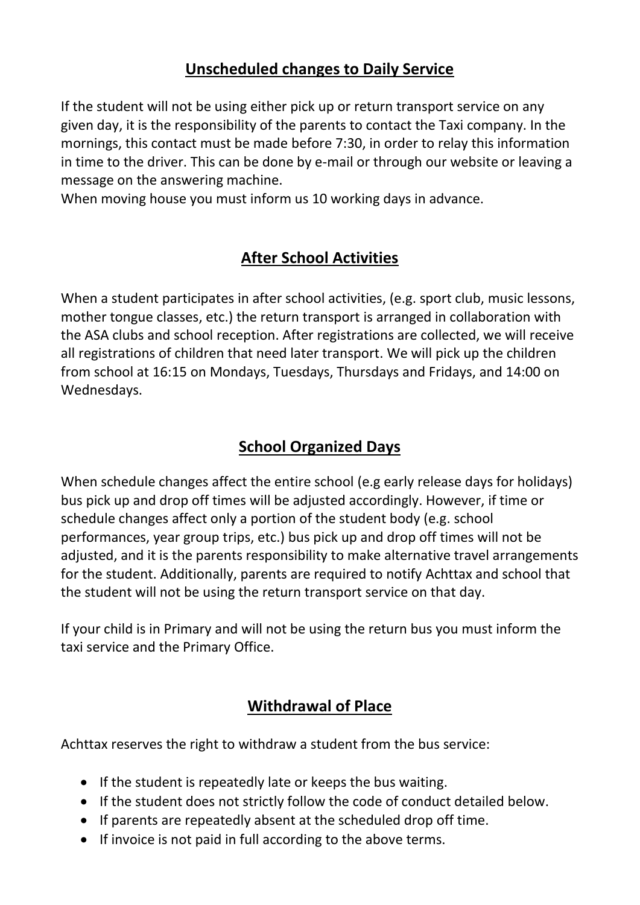## Unscheduled changes to Daily Service

If the student will not be using either pick up or return transport service on any given day, it is the responsibility of the parents to contact the Taxi company. In the mornings, this contact must be made before 7:30, in order to relay this information in time to the driver. This can be done by e-mail or through our website or leaving a message on the answering machine.
When moving house you must inform us 10 working days in advance.

## After School Activities

When a student participates in after school activities, (e.g. sport club, music lessons, mother tongue classes, etc.) the return transport is arranged in collaboration with the ASA clubs and school reception. After registrations are collected, we will receive all registrations of children that need later transport. We will pick up the children from school at 16:15 on Mondays, Tuesdays, Thursdays and Fridays, and 14:00 on Wednesdays.

## School Organized Days

When schedule changes affect the entire school (e.g early release days for holidays) bus pick up and drop off times will be adjusted accordingly. However, if time or schedule changes affect only a portion of the student body (e.g. school performances, year group trips, etc.) bus pick up and drop off times will not be adjusted, and it is the parents responsibility to make alternative travel arrangements for the student. Additionally, parents are required to notify Achttax and school that the student will not be using the return transport service on that day.

If your child is in Primary and will not be using the return bus you must inform the taxi service and the Primary Office.

## Withdrawal of Place

Achttax reserves the right to withdraw a student from the bus service:

- If the student is repeatedly late or keeps the bus waiting.
- If the student does not strictly follow the code of conduct detailed below.
- If parents are repeatedly absent at the scheduled drop off time.
- If invoice is not paid in full according to the above terms.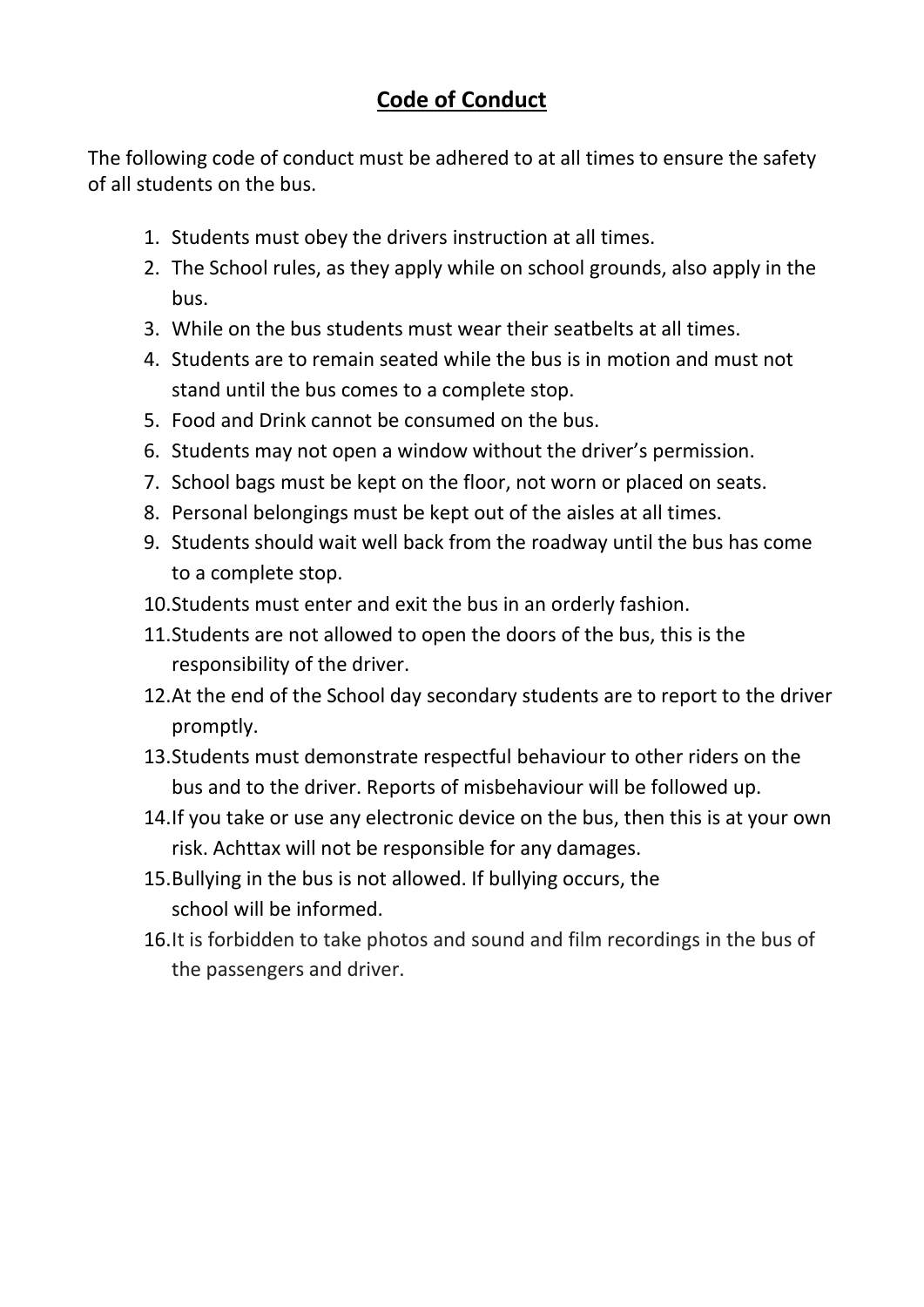# **Code of Conduct**

The following code of conduct must be adhered to at all times to ensure the safety of all students on the bus.

1. Students must obey the drivers instruction at all times.
2. The School rules, as they apply while on school grounds, also apply in the bus.
3. While on the bus students must wear their seatbelts at all times.
4. Students are to remain seated while the bus is in motion and must not stand until the bus comes to a complete stop.
5. Food and Drink cannot be consumed on the bus.
6. Students may not open a window without the driver's permission.
7. School bags must be kept on the floor, not worn or placed on seats.
8. Personal belongings must be kept out of the aisles at all times.
9. Students should wait well back from the roadway until the bus has come to a complete stop.
10. Students must enter and exit the bus in an orderly fashion.
11. Students are not allowed to open the doors of the bus, this is the responsibility of the driver.
12. At the end of the School day secondary students are to report to the driver promptly.
13. Students must demonstrate respectful behaviour to other riders on the bus and to the driver. Reports of misbehaviour will be followed up.
14. If you take or use any electronic device on the bus, then this is at your own risk. Achttax will not be responsible for any damages.
15. Bullying in the bus is not allowed. If bullying occurs, the school will be informed.
16. It is forbidden to take photos and sound and film recordings in the bus of the passengers and driver.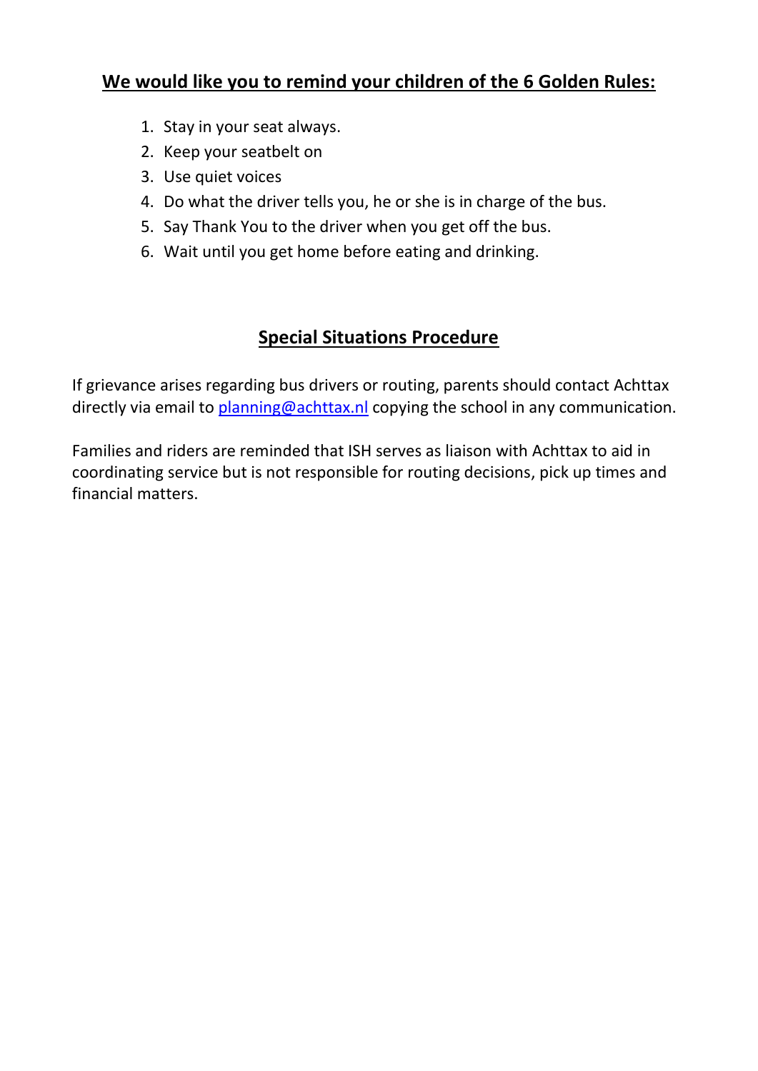## We would like you to remind your children of the 6 Golden Rules:

1. Stay in your seat always.
2. Keep your seatbelt on
3. Use quiet voices
4. Do what the driver tells you, he or she is in charge of the bus.
5. Say Thank You to the driver when you get off the bus.
6. Wait until you get home before eating and drinking.

## Special Situations Procedure

If grievance arises regarding bus drivers or routing, parents should contact Achttax directly via email to planning@achttax.nl copying the school in any communication.

Families and riders are reminded that ISH serves as liaison with Achttax to aid in coordinating service but is not responsible for routing decisions, pick up times and financial matters.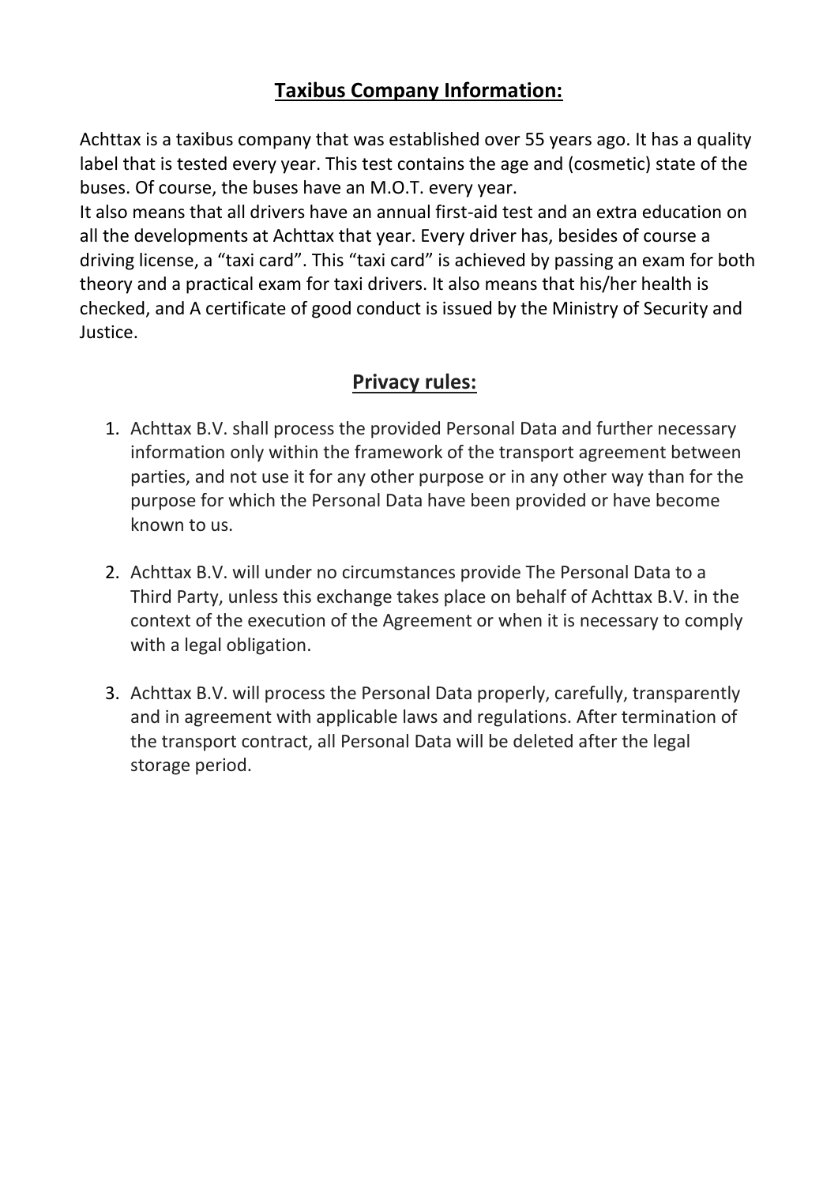## **Taxibus Company Information:**

Achttax is a taxibus company that was established over 55 years ago. It has a quality label that is tested every year. This test contains the age and (cosmetic) state of the buses. Of course, the buses have an M.O.T. every year.
It also means that all drivers have an annual first-aid test and an extra education on all the developments at Achttax that year. Every driver has, besides of course a driving license, a "taxi card". This "taxi card" is achieved by passing an exam for both theory and a practical exam for taxi drivers. It also means that his/her health is checked, and A certificate of good conduct is issued by the Ministry of Security and Justice.

## **Privacy rules:**

1. Achttax B.V. shall process the provided Personal Data and further necessary information only within the framework of the transport agreement between parties, and not use it for any other purpose or in any other way than for the purpose for which the Personal Data have been provided or have become known to us.

2. Achttax B.V. will under no circumstances provide The Personal Data to a Third Party, unless this exchange takes place on behalf of Achttax B.V. in the context of the execution of the Agreement or when it is necessary to comply with a legal obligation.

3. Achttax B.V. will process the Personal Data properly, carefully, transparently and in agreement with applicable laws and regulations. After termination of the transport contract, all Personal Data will be deleted after the legal storage period.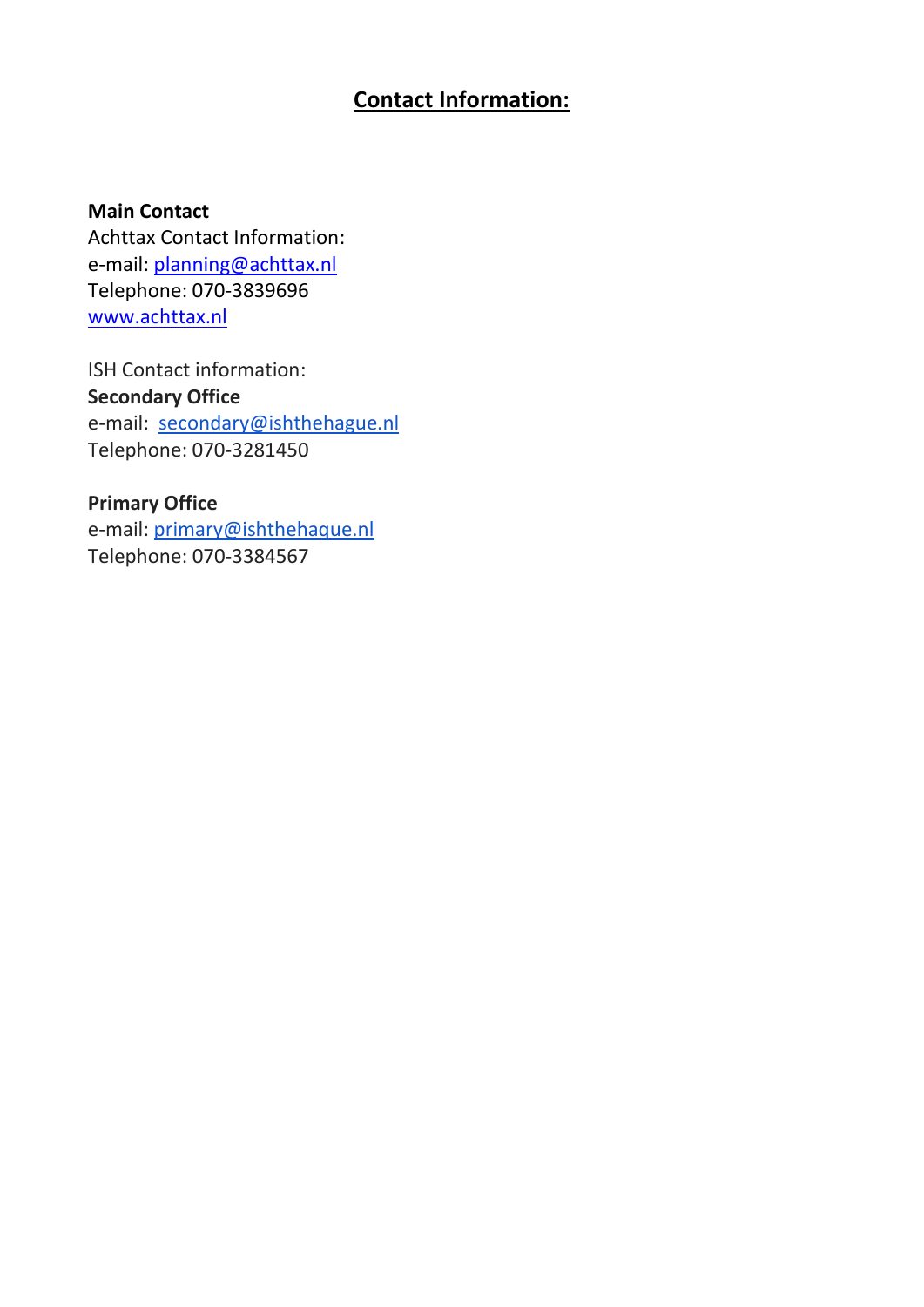# Contact Information:

**Main Contact**
Achttax Contact Information:
e-mail: planning@achttax.nl
Telephone: 070-3839696
www.achttax.nl

ISH Contact information:
**Secondary Office**
e-mail: secondary@ishthehague.nl
Telephone: 070-3281450

**Primary Office**
e-mail: primary@ishthehaque.nl
Telephone: 070-3384567